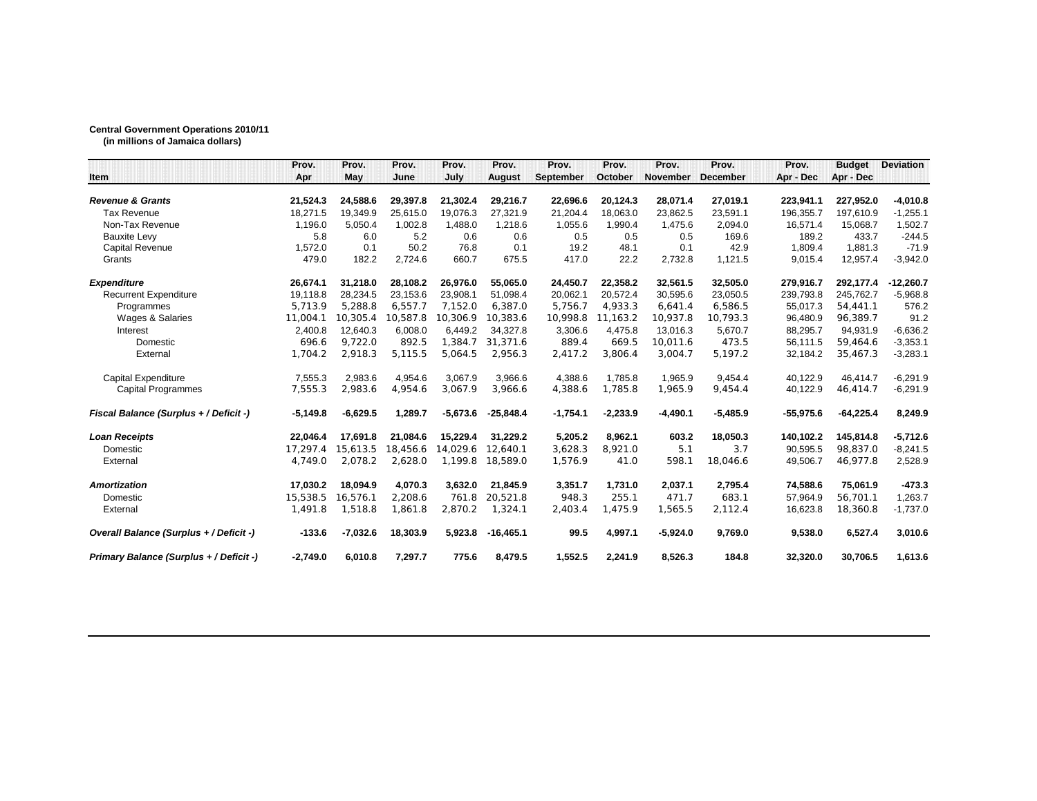**Central Government Operations 2010/11**
**(in millions of Jamaica dollars)**

| Item | Prov. Apr | Prov. May | Prov. June | Prov. July | Prov. August | Prov. September | Prov. October | Prov. November | Prov. December | Prov. Apr - Dec | Budget Apr - Dec | Deviation |
|---|---|---|---|---|---|---|---|---|---|---|---|---|
| ***Revenue & Grants*** | **21,524.3** | **24,588.6** | **29,397.8** | **21,302.4** | **29,216.7** | **22,696.6** | **20,124.3** | **28,071.4** | **27,019.1** | **223,941.1** | **227,952.0** | **-4,010.8** |
| Tax Revenue | 18,271.5 | 19,349.9 | 25,615.0 | 19,076.3 | 27,321.9 | 21,204.4 | 18,063.0 | 23,862.5 | 23,591.1 | 196,355.7 | 197,610.9 | -1,255.1 |
| Non-Tax Revenue | 1,196.0 | 5,050.4 | 1,002.8 | 1,488.0 | 1,218.6 | 1,055.6 | 1,990.4 | 1,475.6 | 2,094.0 | 16,571.4 | 15,068.7 | 1,502.7 |
| Bauxite Levy | 5.8 | 6.0 | 5.2 | 0.6 | 0.6 | 0.5 | 0.5 | 0.5 | 169.6 | 189.2 | 433.7 | -244.5 |
| Capital Revenue | 1,572.0 | 0.1 | 50.2 | 76.8 | 0.1 | 19.2 | 48.1 | 0.1 | 42.9 | 1,809.4 | 1,881.3 | -71.9 |
| Grants | 479.0 | 182.2 | 2,724.6 | 660.7 | 675.5 | 417.0 | 22.2 | 2,732.8 | 1,121.5 | 9,015.4 | 12,957.4 | -3,942.0 |
| ***Expenditure*** | **26,674.1** | **31,218.0** | **28,108.2** | **26,976.0** | **55,065.0** | **24,450.7** | **22,358.2** | **32,561.5** | **32,505.0** | **279,916.7** | **292,177.4** | **-12,260.7** |
| Recurrent Expenditure | 19,118.8 | 28,234.5 | 23,153.6 | 23,908.1 | 51,098.4 | 20,062.1 | 20,572.4 | 30,595.6 | 23,050.5 | 239,793.8 | 245,762.7 | -5,968.8 |
| Programmes | 5,713.9 | 5,288.8 | 6,557.7 | 7,152.0 | 6,387.0 | 5,756.7 | 4,933.3 | 6,641.4 | 6,586.5 | 55,017.3 | 54,441.1 | 576.2 |
| Wages & Salaries | 11,004.1 | 10,305.4 | 10,587.8 | 10,306.9 | 10,383.6 | 10,998.8 | 11,163.2 | 10,937.8 | 10,793.3 | 96,480.9 | 96,389.7 | 91.2 |
| Interest | 2,400.8 | 12,640.3 | 6,008.0 | 6,449.2 | 34,327.8 | 3,306.6 | 4,475.8 | 13,016.3 | 5,670.7 | 88,295.7 | 94,931.9 | -6,636.2 |
| Domestic | 696.6 | 9,722.0 | 892.5 | 1,384.7 | 31,371.6 | 889.4 | 669.5 | 10,011.6 | 473.5 | 56,111.5 | 59,464.6 | -3,353.1 |
| External | 1,704.2 | 2,918.3 | 5,115.5 | 5,064.5 | 2,956.3 | 2,417.2 | 3,806.4 | 3,004.7 | 5,197.2 | 32,184.2 | 35,467.3 | -3,283.1 |
| Capital Expenditure | 7,555.3 | 2,983.6 | 4,954.6 | 3,067.9 | 3,966.6 | 4,388.6 | 1,785.8 | 1,965.9 | 9,454.4 | 40,122.9 | 46,414.7 | -6,291.9 |
| Capital Programmes | 7,555.3 | 2,983.6 | 4,954.6 | 3,067.9 | 3,966.6 | 4,388.6 | 1,785.8 | 1,965.9 | 9,454.4 | 40,122.9 | 46,414.7 | -6,291.9 |
| ***Fiscal Balance (Surplus + / Deficit -)*** | **-5,149.8** | **-6,629.5** | **1,289.7** | **-5,673.6** | **-25,848.4** | **-1,754.1** | **-2,233.9** | **-4,490.1** | **-5,485.9** | **-55,975.6** | **-64,225.4** | **8,249.9** |
| ***Loan Receipts*** | **22,046.4** | **17,691.8** | **21,084.6** | **15,229.4** | **31,229.2** | **5,205.2** | **8,962.1** | **603.2** | **18,050.3** | **140,102.2** | **145,814.8** | **-5,712.6** |
| Domestic | 17,297.4 | 15,613.5 | 18,456.6 | 14,029.6 | 12,640.1 | 3,628.3 | 8,921.0 | 5.1 | 3.7 | 90,595.5 | 98,837.0 | -8,241.5 |
| External | 4,749.0 | 2,078.2 | 2,628.0 | 1,199.8 | 18,589.0 | 1,576.9 | 41.0 | 598.1 | 18,046.6 | 49,506.7 | 46,977.8 | 2,528.9 |
| ***Amortization*** | **17,030.2** | **18,094.9** | **4,070.3** | **3,632.0** | **21,845.9** | **3,351.7** | **1,731.0** | **2,037.1** | **2,795.4** | **74,588.6** | **75,061.9** | **-473.3** |
| Domestic | 15,538.5 | 16,576.1 | 2,208.6 | 761.8 | 20,521.8 | 948.3 | 255.1 | 471.7 | 683.1 | 57,964.9 | 56,701.1 | 1,263.7 |
| External | 1,491.8 | 1,518.8 | 1,861.8 | 2,870.2 | 1,324.1 | 2,403.4 | 1,475.9 | 1,565.5 | 2,112.4 | 16,623.8 | 18,360.8 | -1,737.0 |
| ***Overall Balance (Surplus + / Deficit -)*** | **-133.6** | **-7,032.6** | **18,303.9** | **5,923.8** | **-16,465.1** | **99.5** | **4,997.1** | **-5,924.0** | **9,769.0** | **9,538.0** | **6,527.4** | **3,010.6** |
| ***Primary Balance (Surplus + / Deficit -)*** | **-2,749.0** | **6,010.8** | **7,297.7** | **775.6** | **8,479.5** | **1,552.5** | **2,241.9** | **8,526.3** | **184.8** | **32,320.0** | **30,706.5** | **1,613.6** |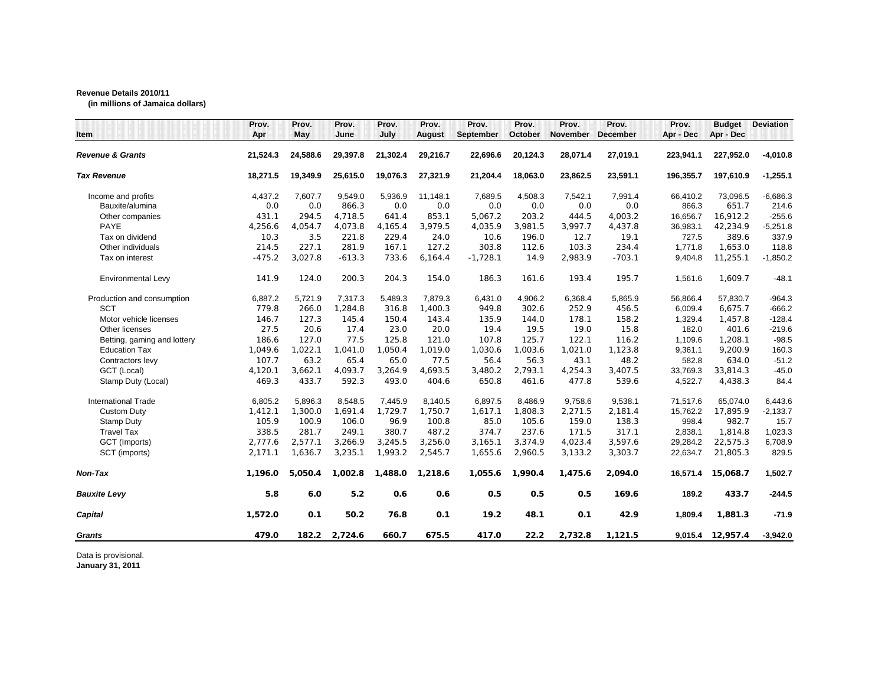**Revenue Details 2010/11**
**(in millions of Jamaica dollars)**

| Item | Prov. Apr | Prov. May | Prov. June | Prov. July | Prov. August | Prov. September | Prov. October | Prov. November | Prov. December | Prov. Apr - Dec | Budget Apr - Dec | Deviation |
|---|---|---|---|---|---|---|---|---|---|---|---|---|
| ***Revenue & Grants*** | **21,524.3** | **24,588.6** | **29,397.8** | **21,302.4** | **29,216.7** | **22,696.6** | **20,124.3** | **28,071.4** | **27,019.1** | **223,941.1** | **227,952.0** | **-4,010.8** |
| ***Tax Revenue*** | **18,271.5** | **19,349.9** | **25,615.0** | **19,076.3** | **27,321.9** | **21,204.4** | **18,063.0** | **23,862.5** | **23,591.1** | **196,355.7** | **197,610.9** | **-1,255.1** |
| Income and profits | 4,437.2 | 7,607.7 | 9,549.0 | 5,936.9 | 11,148.1 | 7,689.5 | 4,508.3 | 7,542.1 | 7,991.4 | 66,410.2 | 73,096.5 | -6,686.3 |
| Bauxite/alumina | 0.0 | 0.0 | 866.3 | 0.0 | 0.0 | 0.0 | 0.0 | 0.0 | 0.0 | 866.3 | 651.7 | 214.6 |
| Other companies | 431.1 | 294.5 | 4,718.5 | 641.4 | 853.1 | 5,067.2 | 203.2 | 444.5 | 4,003.2 | 16,656.7 | 16,912.2 | -255.6 |
| PAYE | 4,256.6 | 4,054.7 | 4,073.8 | 4,165.4 | 3,979.5 | 4,035.9 | 3,981.5 | 3,997.7 | 4,437.8 | 36,983.1 | 42,234.9 | -5,251.8 |
| Tax on dividend | 10.3 | 3.5 | 221.8 | 229.4 | 24.0 | 10.6 | 196.0 | 12.7 | 19.1 | 727.5 | 389.6 | 337.9 |
| Other individuals | 214.5 | 227.1 | 281.9 | 167.1 | 127.2 | 303.8 | 112.6 | 103.3 | 234.4 | 1,771.8 | 1,653.0 | 118.8 |
| Tax on interest | -475.2 | 3,027.8 | -613.3 | 733.6 | 6,164.4 | -1,728.1 | 14.9 | 2,983.9 | -703.1 | 9,404.8 | 11,255.1 | -1,850.2 |
| Environmental Levy | 141.9 | 124.0 | 200.3 | 204.3 | 154.0 | 186.3 | 161.6 | 193.4 | 195.7 | 1,561.6 | 1,609.7 | -48.1 |
| Production and consumption | 6,887.2 | 5,721.9 | 7,317.3 | 5,489.3 | 7,879.3 | 6,431.0 | 4,906.2 | 6,368.4 | 5,865.9 | 56,866.4 | 57,830.7 | -964.3 |
| SCT | 779.8 | 266.0 | 1,284.8 | 316.8 | 1,400.3 | 949.8 | 302.6 | 252.9 | 456.5 | 6,009.4 | 6,675.7 | -666.2 |
| Motor vehicle licenses | 146.7 | 127.3 | 145.4 | 150.4 | 143.4 | 135.9 | 144.0 | 178.1 | 158.2 | 1,329.4 | 1,457.8 | -128.4 |
| Other licenses | 27.5 | 20.6 | 17.4 | 23.0 | 20.0 | 19.4 | 19.5 | 19.0 | 15.8 | 182.0 | 401.6 | -219.6 |
| Betting, gaming and lottery | 186.6 | 127.0 | 77.5 | 125.8 | 121.0 | 107.8 | 125.7 | 122.1 | 116.2 | 1,109.6 | 1,208.1 | -98.5 |
| Education Tax | 1,049.6 | 1,022.1 | 1,041.0 | 1,050.4 | 1,019.0 | 1,030.6 | 1,003.6 | 1,021.0 | 1,123.8 | 9,361.1 | 9,200.9 | 160.3 |
| Contractors levy | 107.7 | 63.2 | 65.4 | 65.0 | 77.5 | 56.4 | 56.3 | 43.1 | 48.2 | 582.8 | 634.0 | -51.2 |
| GCT (Local) | 4,120.1 | 3,662.1 | 4,093.7 | 3,264.9 | 4,693.5 | 3,480.2 | 2,793.1 | 4,254.3 | 3,407.5 | 33,769.3 | 33,814.3 | -45.0 |
| Stamp Duty (Local) | 469.3 | 433.7 | 592.3 | 493.0 | 404.6 | 650.8 | 461.6 | 477.8 | 539.6 | 4,522.7 | 4,438.3 | 84.4 |
| International Trade | 6,805.2 | 5,896.3 | 8,548.5 | 7,445.9 | 8,140.5 | 6,897.5 | 8,486.9 | 9,758.6 | 9,538.1 | 71,517.6 | 65,074.0 | 6,443.6 |
| Custom Duty | 1,412.1 | 1,300.0 | 1,691.4 | 1,729.7 | 1,750.7 | 1,617.1 | 1,808.3 | 2,271.5 | 2,181.4 | 15,762.2 | 17,895.9 | -2,133.7 |
| Stamp Duty | 105.9 | 100.9 | 106.0 | 96.9 | 100.8 | 85.0 | 105.6 | 159.0 | 138.3 | 998.4 | 982.7 | 15.7 |
| Travel Tax | 338.5 | 281.7 | 249.1 | 380.7 | 487.2 | 374.7 | 237.6 | 171.5 | 317.1 | 2,838.1 | 1,814.8 | 1,023.3 |
| GCT (Imports) | 2,777.6 | 2,577.1 | 3,266.9 | 3,245.5 | 3,256.0 | 3,165.1 | 3,374.9 | 4,023.4 | 3,597.6 | 29,284.2 | 22,575.3 | 6,708.9 |
| SCT (imports) | 2,171.1 | 1,636.7 | 3,235.1 | 1,993.2 | 2,545.7 | 1,655.6 | 2,960.5 | 3,133.2 | 3,303.7 | 22,634.7 | 21,805.3 | 829.5 |
| ***Non-Tax*** | **1,196.0** | **5,050.4** | **1,002.8** | **1,488.0** | **1,218.6** | **1,055.6** | **1,990.4** | **1,475.6** | **2,094.0** | **16,571.4** | **15,068.7** | **1,502.7** |
| ***Bauxite Levy*** | **5.8** | **6.0** | **5.2** | **0.6** | **0.6** | **0.5** | **0.5** | **0.5** | **169.6** | **189.2** | **433.7** | **-244.5** |
| ***Capital*** | **1,572.0** | **0.1** | **50.2** | **76.8** | **0.1** | **19.2** | **48.1** | **0.1** | **42.9** | **1,809.4** | **1,881.3** | **-71.9** |
| ***Grants*** | **479.0** | **182.2** | **2,724.6** | **660.7** | **675.5** | **417.0** | **22.2** | **2,732.8** | **1,121.5** | **9,015.4** | **12,957.4** | **-3,942.0** |

Data is provisional.
**January 31, 2011**